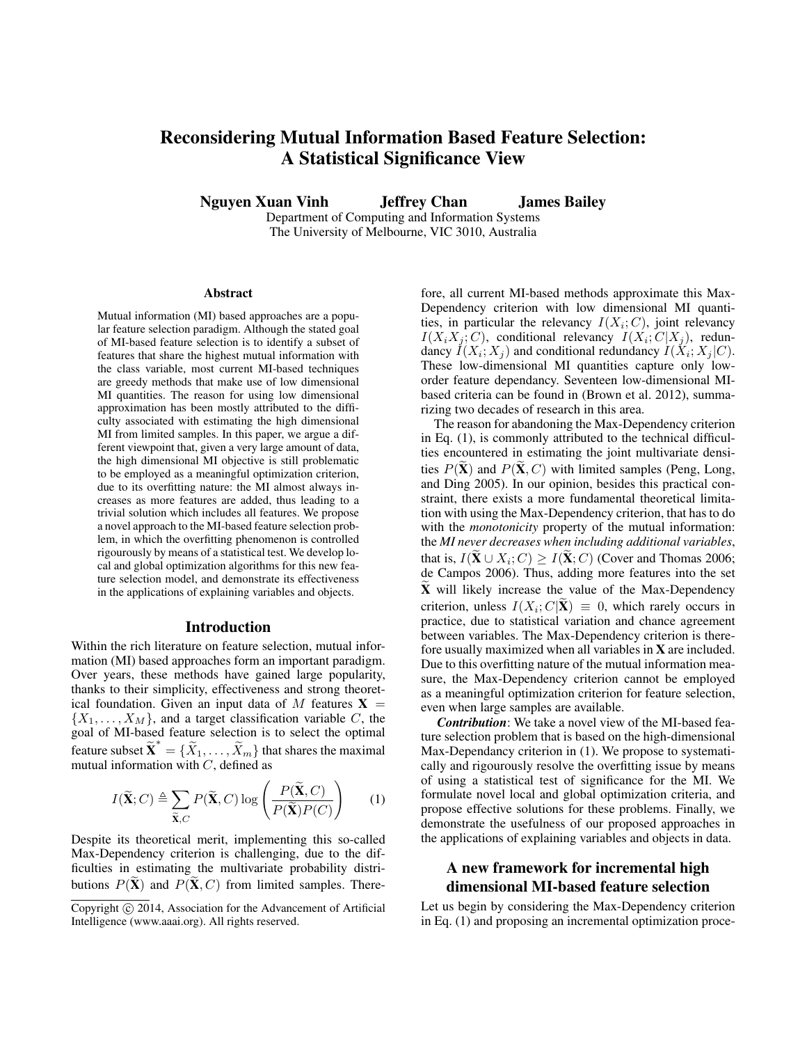# Reconsidering Mutual Information Based Feature Selection: A Statistical Significance View

**Nguyen Xuan Vinh** **Jeffrey Chan** **James Bailey**

Department of Computing and Information Systems
The University of Melbourne, VIC 3010, Australia

### Abstract

Mutual information (MI) based approaches are a popular feature selection paradigm. Although the stated goal of MI-based feature selection is to identify a subset of features that share the highest mutual information with the class variable, most current MI-based techniques are greedy methods that make use of low dimensional MI quantities. The reason for using low dimensional approximation has been mostly attributed to the difficulty associated with estimating the high dimensional MI from limited samples. In this paper, we argue a different viewpoint that, given a very large amount of data, the high dimensional MI objective is still problematic to be employed as a meaningful optimization criterion, due to its overfitting nature: the MI almost always increases as more features are added, thus leading to a trivial solution which includes all features. We propose a novel approach to the MI-based feature selection problem, in which the overfitting phenomenon is controlled rigourously by means of a statistical test. We develop local and global optimization algorithms for this new feature selection model, and demonstrate its effectiveness in the applications of explaining variables and objects.

## Introduction

Within the rich literature on feature selection, mutual information (MI) based approaches form an important paradigm. Over years, these methods have gained large popularity, thanks to their simplicity, effectiveness and strong theoretical foundation. Given an input data of $M$ features $\mathbf{X} = \{X_1, \ldots, X_M\}$, and a target classification variable $C$, the goal of MI-based feature selection is to select the optimal feature subset $\widetilde{\mathbf{X}}^* = \{\widetilde{X}_1, \ldots, \widetilde{X}_m\}$ that shares the maximal mutual information with $C$, defined as

$$I(\widetilde{\mathbf{X}}; C) \triangleq \sum_{\widetilde{\mathbf{X}}, C} P(\widetilde{\mathbf{X}}, C) \log \left( \frac{P(\widetilde{\mathbf{X}}, C)}{P(\widetilde{\mathbf{X}})P(C)} \right) \quad (1)$$

Despite its theoretical merit, implementing this so-called Max-Dependency criterion is challenging, due to the difficulties in estimating the multivariate probability distributions $P(\widetilde{\mathbf{X}})$ and $P(\widetilde{\mathbf{X}}, C)$ from limited samples. Therefore, all current MI-based methods approximate this Max-Dependency criterion with low dimensional MI quantities, in particular the relevancy $I(X_i; C)$, joint relevancy $I(X_i X_j; C)$, conditional relevancy $I(X_i; C|X_j)$, redundancy $I(X_i; X_j)$ and conditional redundancy $I(X_i; X_j|C)$. These low-dimensional MI quantities capture only low-order feature dependancy. Seventeen low-dimensional MI-based criteria can be found in (Brown et al. 2012), summarizing two decades of research in this area.

The reason for abandoning the Max-Dependency criterion in Eq. (1), is commonly attributed to the technical difficulties encountered in estimating the joint multivariate densities $P(\widetilde{\mathbf{X}})$ and $P(\widetilde{\mathbf{X}}, C)$ with limited samples (Peng, Long, and Ding 2005). In our opinion, besides this practical constraint, there exists a more fundamental theoretical limitation with using the Max-Dependency criterion, that has to do with the *monotonicity* property of the mutual information: the ***MI never decreases when including additional variables***, that is, $I(\widetilde{\mathbf{X}} \cup X_i; C) \geq I(\widetilde{\mathbf{X}}; C)$ (Cover and Thomas 2006; de Campos 2006). Thus, adding more features into the set $\widetilde{\mathbf{X}}$ will likely increase the value of the Max-Dependency criterion, unless $I(X_i; C|\widetilde{\mathbf{X}}) \equiv 0$, which rarely occurs in practice, due to statistical variation and chance agreement between variables. The Max-Dependency criterion is therefore usually maximized when all variables in $\mathbf{X}$ are included. Due to this overfitting nature of the mutual information measure, the Max-Dependency criterion cannot be employed as a meaningful optimization criterion for feature selection, even when large samples are available.

***Contribution***: We take a novel view of the MI-based feature selection problem that is based on the high-dimensional Max-Dependancy criterion in (1). We propose to systematically and rigorously resolve the overfitting issue by means of using a statistical test of significance for the MI. We formulate novel local and global optimization criteria, and propose effective solutions for these problems. Finally, we demonstrate the usefulness of our proposed approaches in the applications of explaining variables and objects in data.

## A new framework for incremental high dimensional MI-based feature selection

Let us begin by considering the Max-Dependency criterion in Eq. (1) and proposing an incremental optimization proce-

Copyright © 2014, Association for the Advancement of Artificial Intelligence (www.aaai.org). All rights reserved.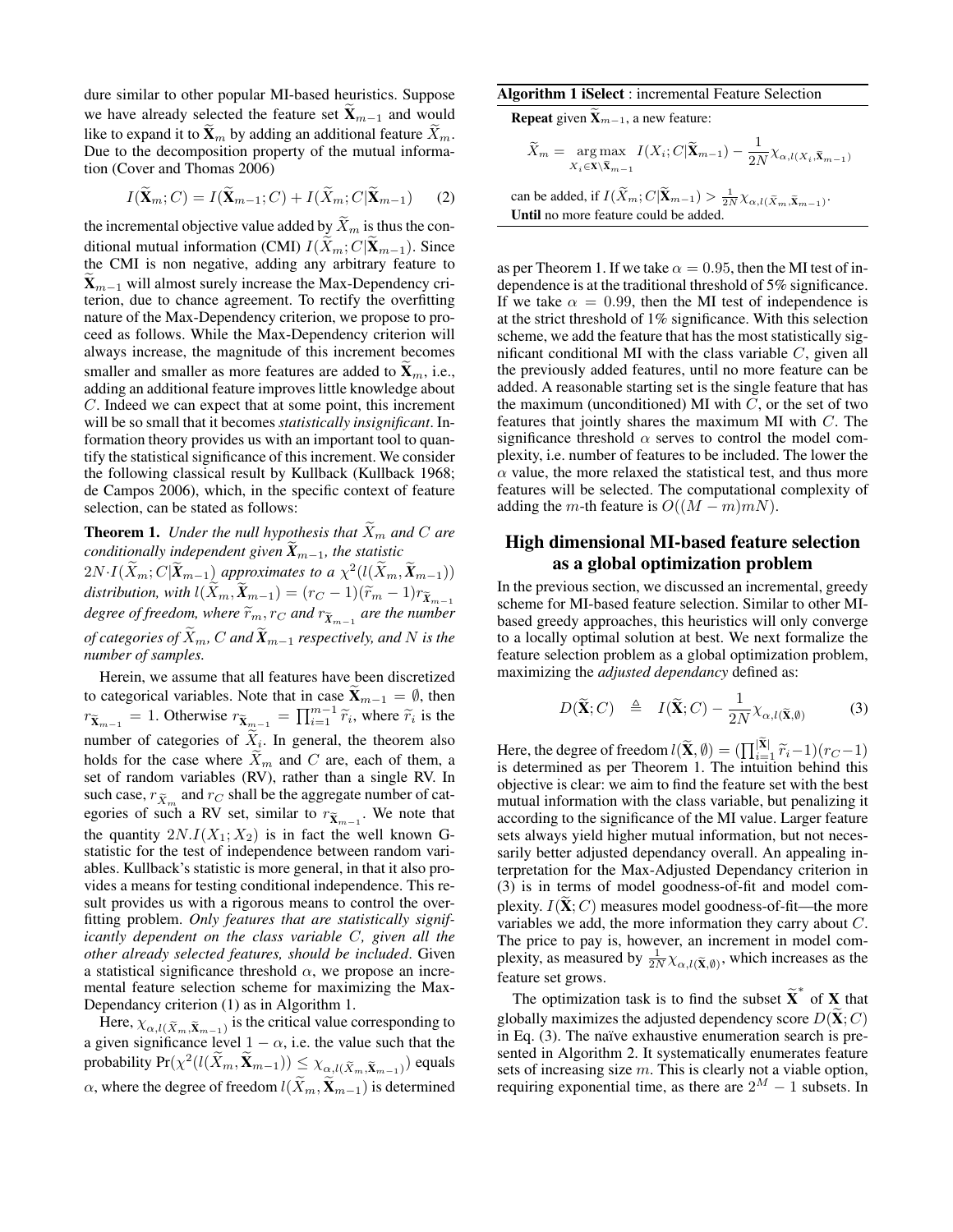dure similar to other popular MI-based heuristics. Suppose we have already selected the feature set $\widetilde{\mathbf{X}}_{m-1}$ and would like to expand it to $\widetilde{\mathbf{X}}_m$ by adding an additional feature $\widetilde{X}_m$. Due to the decomposition property of the mutual information (Cover and Thomas 2006)

$$I(\widetilde{\mathbf{X}}_m; C) = I(\widetilde{\mathbf{X}}_{m-1}; C) + I(\widetilde{X}_m; C|\widetilde{\mathbf{X}}_{m-1}) \tag{2}$$

the incremental objective value added by $\widetilde{X}_m$ is thus the conditional mutual information (CMI) $I(\widetilde{X}_m; C|\widetilde{\mathbf{X}}_{m-1})$. Since the CMI is non negative, adding any arbitrary feature to $\widetilde{\mathbf{X}}_{m-1}$ will almost surely increase the Max-Dependency criterion, due to chance agreement. To rectify the overfitting nature of the Max-Dependency criterion, we propose to proceed as follows. While the Max-Dependency criterion will always increase, the magnitude of this increment becomes smaller and smaller as more features are added to $\widetilde{\mathbf{X}}_m$, i.e., adding an additional feature improves little knowledge about $C$. Indeed we can expect that at some point, this increment will be so small that it becomes *statistically insignificant*. Information theory provides us with an important tool to quantify the statistical significance of this increment. We consider the following classical result by Kullback (Kullback 1968; de Campos 2006), which, in the specific context of feature selection, can be stated as follows:

**Theorem 1.** *Under the null hypothesis that $\widetilde{X}_m$ and $C$ are conditionally independent given $\widetilde{\mathbf{X}}_{m-1}$, the statistic $2N{\cdot}I(\widetilde{X}_m; C|\widetilde{\mathbf{X}}_{m-1})$ approximates to a $\chi^2(l(\widetilde{X}_m, \widetilde{\mathbf{X}}_{m-1}))$ distribution, with $l(\widetilde{X}_m, \widetilde{\mathbf{X}}_{m-1}) = (r_C - 1)(\widetilde{r}_m - 1)r_{\widetilde{\mathbf{X}}_{m-1}}$ degree of freedom, where $\widetilde{r}_m, r_C$ and $r_{\widetilde{\mathbf{X}}_{m-1}}$ are the number of categories of $\widetilde{X}_m$, $C$ and $\widetilde{\mathbf{X}}_{m-1}$ respectively, and $N$ is the number of samples.*

Herein, we assume that all features have been discretized to categorical variables. Note that in case $\widetilde{\mathbf{X}}_{m-1} = \emptyset$, then $r_{\widetilde{\mathbf{X}}_{m-1}} = 1$. Otherwise $r_{\widetilde{\mathbf{X}}_{m-1}} = \prod_{i=1}^{m-1} \widetilde{r}_i$, where $\widetilde{r}_i$ is the number of categories of $\widetilde{X}_i$. In general, the theorem also holds for the case where $\widetilde{X}_m$ and $C$ are, each of them, a set of random variables (RV), rather than a single RV. In such case, $r_{\widetilde{X}_m}$ and $r_C$ shall be the aggregate number of categories of such a RV set, similar to $r_{\widetilde{\mathbf{X}}_{m-1}}$. We note that the quantity $2N.I(X_1; X_2)$ is in fact the well known G-statistic for the test of independence between random variables. Kullback's statistic is more general, in that it also provides a means for testing conditional independence. This result provides us with a rigorous means to control the overfitting problem. *Only features that are statistically significantly dependent on the class variable $C$, given all the other already selected features, should be included*. Given a statistical significance threshold $\alpha$, we propose an incremental feature selection scheme for maximizing the Max-Dependancy criterion (1) as in Algorithm 1.

Here, $\chi_{\alpha, l(\widetilde{X}_m, \widetilde{\mathbf{X}}_{m-1})}$ is the critical value corresponding to a given significance level $1 - \alpha$, i.e. the value such that the probability $\Pr(\chi^2(l(\widetilde{X}_m, \widetilde{\mathbf{X}}_{m-1})) \leq \chi_{\alpha, l(\widetilde{X}_m, \widetilde{\mathbf{X}}_{m-1})})$ equals $\alpha$, where the degree of freedom $l(\widetilde{X}_m, \widetilde{\mathbf{X}}_{m-1})$ is determined

**Algorithm 1 iSelect** : incremental Feature Selection

**Repeat** given $\widetilde{\mathbf{X}}_{m-1}$, a new feature:

$$\widetilde{X}_m = \underset{X_i \in \mathbf{X} \setminus \widetilde{\mathbf{X}}_{m-1}}{\arg\max} \; I(X_i; C|\widetilde{\mathbf{X}}_{m-1}) - \frac{1}{2N} \chi_{\alpha, l(X_i, \widetilde{\mathbf{X}}_{m-1})}$$

can be added, if $I(\widetilde{X}_m; C|\widetilde{\mathbf{X}}_{m-1}) > \frac{1}{2N} \chi_{\alpha, l(\widetilde{X}_m, \widetilde{\mathbf{X}}_{m-1})}$.

**Until** no more feature could be added.

as per Theorem 1. If we take $\alpha = 0.95$, then the MI test of independence is at the traditional threshold of 5% significance. If we take $\alpha = 0.99$, then the MI test of independence is at the strict threshold of 1% significance. With this selection scheme, we add the feature that has the most statistically significant conditional MI with the class variable $C$, given all the previously added features, until no more feature can be added. A reasonable starting set is the single feature that has the maximum (unconditioned) MI with $C$, or the set of two features that jointly shares the maximum MI with $C$. The significance threshold $\alpha$ serves to control the model complexity, i.e. number of features to be included. The lower the $\alpha$ value, the more relaxed the statistical test, and thus more features will be selected. The computational complexity of adding the $m$-th feature is $O((M - m)mN)$.

## High dimensional MI-based feature selection as a global optimization problem

In the previous section, we discussed an incremental, greedy scheme for MI-based feature selection. Similar to other MI-based greedy approaches, this heuristics will only converge to a locally optimal solution at best. We next formalize the feature selection problem as a global optimization problem, maximizing the *adjusted dependancy* defined as:

$$D(\widetilde{\mathbf{X}}; C) \quad \triangleq \quad I(\widetilde{\mathbf{X}}; C) - \frac{1}{2N} \chi_{\alpha, l(\widetilde{\mathbf{X}}, \emptyset)} \tag{3}$$

Here, the degree of freedom $l(\widetilde{\mathbf{X}}, \emptyset) = (\prod_{i=1}^{|\widetilde{\mathbf{X}}|} \widetilde{r}_i - 1)(r_C - 1)$ is determined as per Theorem 1. The intuition behind this objective is clear: we aim to find the feature set with the best mutual information with the class variable, but penalizing it according to the significance of the MI value. Larger feature sets always yield higher mutual information, but not necessarily better adjusted dependancy overall. An appealing interpretation for the Max-Adjusted Dependancy criterion in (3) is in terms of model goodness-of-fit and model complexity. $I(\widetilde{\mathbf{X}}; C)$ measures model goodness-of-fit—the more variables we add, the more information they carry about $C$. The price to pay is, however, an increment in model complexity, as measured by $\frac{1}{2N} \chi_{\alpha, l(\widetilde{\mathbf{X}}, \emptyset)}$, which increases as the feature set grows.

The optimization task is to find the subset $\widetilde{\mathbf{X}}^*$ of $\mathbf{X}$ that globally maximizes the adjusted dependency score $D(\widetilde{\mathbf{X}}; C)$ in Eq. (3). The naïve exhaustive enumeration search is presented in Algorithm 2. It systematically enumerates feature sets of increasing size $m$. This is clearly not a viable option, requiring exponential time, as there are $2^M - 1$ subsets. In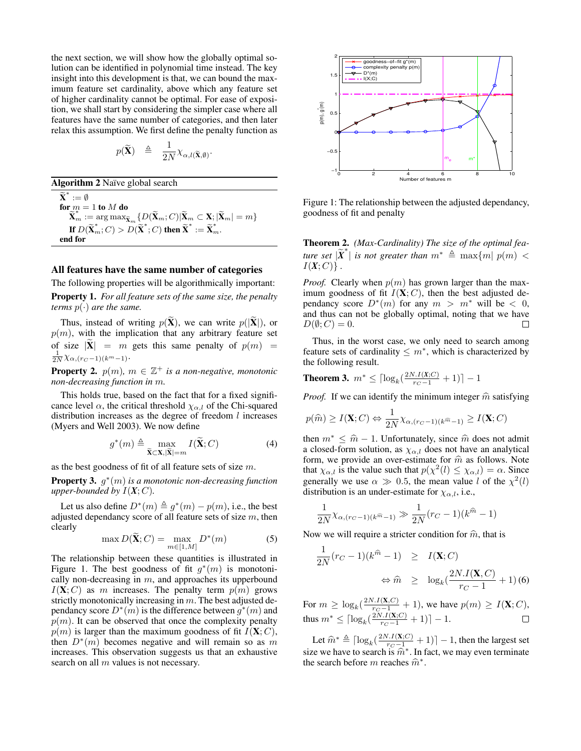the next section, we will show how the globally optimal solution can be identified in polynomial time instead. The key insight into this development is that, we can bound the maximum feature set cardinality, above which any feature set of higher cardinality cannot be optimal. For ease of exposition, we shall start by considering the simpler case where all features have the same number of categories, and then later relax this assumption. We first define the penalty function as

$$p(\widetilde{\mathbf{X}}) \triangleq \frac{1}{2N}\chi_{\alpha,l(\widetilde{\mathbf{X}},\emptyset)}.$$

**Algorithm 2** Naïve global search

```
X̃* := ∅
for m = 1 to M do
    X̃*_m := arg max_{X̃_m} {D(X̃_m; C) | X̃_m ⊂ X; |X̃_m| = m}
    If D(X̃*_m; C) > D(X̃*; C) then X̃* := X̃*_m.
end for
```

## All features have the same number of categories

The following properties will be algorithmically important:

**Property 1.** *For all feature sets of the same size, the penalty terms $p(\cdot)$ are the same.*

Thus, instead of writing $p(\widetilde{\mathbf{X}})$, we can write $p(|\widetilde{\mathbf{X}}|)$, or $p(m)$, with the implication that any arbitrary feature set of size $|\widetilde{\mathbf{X}}| = m$ gets this same penalty of $p(m) = \frac{1}{2N}\chi_{\alpha,(r_C-1)(k^m-1)}$.

**Property 2.** *$p(m)$, $m \in \mathbb{Z}^+$ is a non-negative, monotonic non-decreasing function in $m$.*

This holds true, based on the fact that for a fixed significance level $\alpha$, the critical threshold $\chi_{\alpha,l}$ of the Chi-squared distribution increases as the degree of freedom $l$ increases (Myers and Well 2003). We now define

$$g^*(m) \triangleq \max_{\widetilde{\mathbf{X}} \subset \mathbf{X}, |\widetilde{\mathbf{X}}|=m} I(\widetilde{\mathbf{X}}; C) \tag{4}$$

as the best goodness of fit of all feature sets of size $m$.

**Property 3.** *$g^*(m)$ is a monotonic non-decreasing function upper-bounded by $I(\boldsymbol{X}; C)$.*

Let us also define $D^*(m) \triangleq g^*(m) - p(m)$, i.e., the best adjusted dependancy score of all feature sets of size $m$, then clearly

$$\max D(\widetilde{\mathbf{X}}; C) = \max_{m\in[1,M]} D^*(m) \tag{5}$$

The relationship between these quantities is illustrated in Figure 1. The best goodness of fit $g^*(m)$ is monotonically non-decreasing in $m$, and approaches its upperbound $I(\mathbf{X}; C)$ as $m$ increases. The penalty term $p(m)$ grows strictly monotonically increasing in $m$. The best adjusted dependancy score $D^*(m)$ is the difference between $g^*(m)$ and $p(m)$. It can be observed that once the complexity penalty $p(m)$ is larger than the maximum goodness of fit $I(\mathbf{X}; C)$, then $D^*(m)$ becomes negative and will remain so as $m$ increases. This observation suggests us that an exhaustive search on all $m$ values is not necessary.

Figure 1: The relationship between the adjusted dependancy, goodness of fit and penalty

**Theorem 2.** *(Max-Cardinality) The size of the optimal feature set $|\widetilde{\boldsymbol{X}}^*|$ is not greater than $m^* \triangleq \max\{m| \; p(m) < I(\boldsymbol{X}; C)\}$ .*

*Proof.* Clearly when $p(m)$ has grown larger than the maximum goodness of fit $I(\mathbf{X}; C)$, then the best adjusted dependancy score $D^*(m)$ for any $m > m^*$ will be $< 0$, and thus can not be globally optimal, noting that we have $D(\emptyset; C) = 0$. ◻

Thus, in the worst case, we only need to search among feature sets of cardinality $\leq m^*$, which is characterized by the following result.

**Theorem 3.** $m^* \leq \lceil \log_k(\frac{2N.I(\boldsymbol{X};C)}{r_C-1} + 1)\rceil - 1$

*Proof.* If we can identify the minimum integer $\widehat{m}$ satisfying

$$p(\widehat{m}) \geq I(\mathbf{X}; C) \Leftrightarrow \frac{1}{2N}\chi_{\alpha,(r_C-1)(k^{\widehat{m}}-1)} \geq I(\mathbf{X}; C)$$

then $m^* \leq \widehat{m} - 1$. Unfortunately, since $\widehat{m}$ does not admit a closed-form solution, as $\chi_{\alpha,l}$ does not have an analytical form, we provide an over-estimate for $\widehat{m}$ as follows. Note that $\chi_{\alpha,l}$ is the value such that $p(\chi^2(l) \leq \chi_{\alpha,l}) = \alpha$. Since generally we use $\alpha \gg 0.5$, the mean value $l$ of the $\chi^2(l)$ distribution is an under-estimate for $\chi_{\alpha,l}$, i.e.,

$$\frac{1}{2N}\chi_{\alpha,(r_C-1)(k^{\widehat{m}}-1)} \gg \frac{1}{2N}(r_C-1)(k^{\widehat{m}}-1)$$

Now we will require a stricter condition for $\widehat{m}$, that is

$$\begin{aligned} \frac{1}{2N}(r_C-1)(k^{\widehat{m}}-1) &\geq I(\mathbf{X}; C) \\ \Leftrightarrow \widehat{m} &\geq \log_k(\frac{2N.I(\mathbf{X}, C)}{r_C-1} + 1) \end{aligned} \tag{6}$$

For $m \geq \log_k(\frac{2N.I(\mathbf{X};C)}{r_C-1} + 1)$, we have $p(m) \geq I(\mathbf{X}; C)$, thus $m^* \leq \lceil \log_k(\frac{2N.I(\mathbf{X};C)}{r_C-1} + 1)\rceil - 1$. ◻

Let $\widehat{m}^* \triangleq \lceil \log_k(\frac{2N.I(\mathbf{X};C)}{r_C-1} + 1)\rceil - 1$, then the largest set size we have to search is $\widehat{m}^*$. In fact, we may even terminate the search before $m$ reaches $\widehat{m}^*$.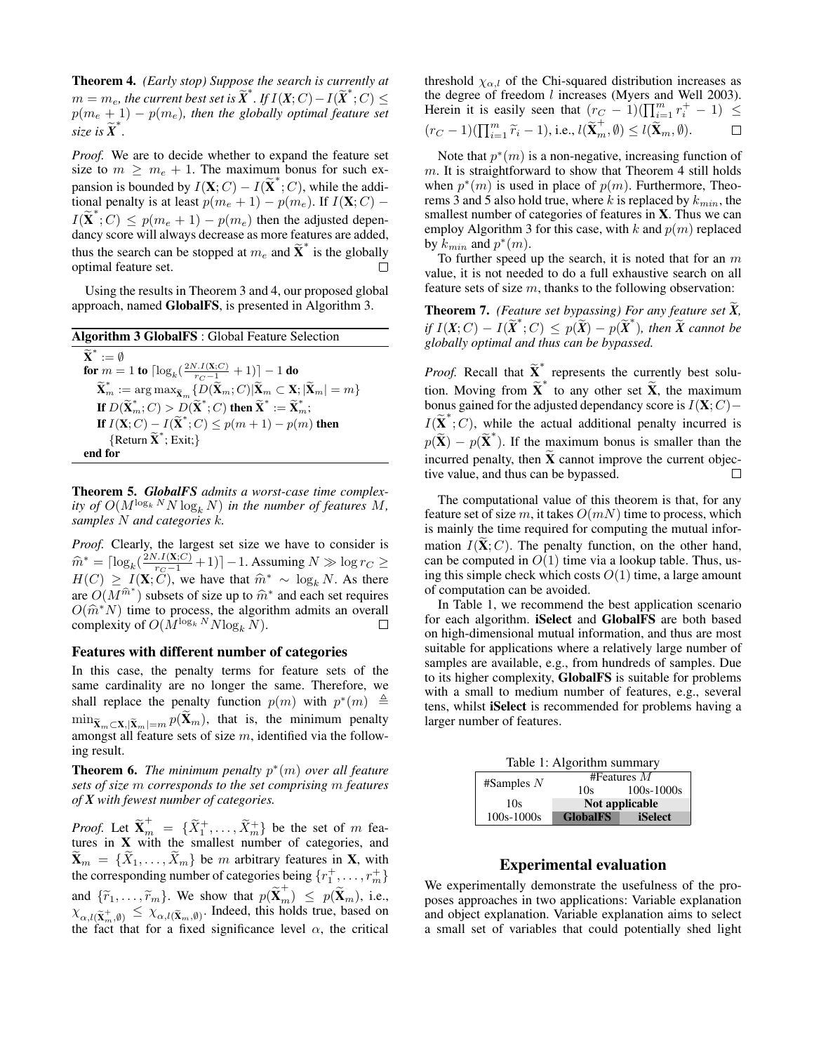**Theorem 4.** *(Early stop) Suppose the search is currently at $m = m_e$, the current best set is $\widetilde{\mathbf{X}}^*$. If $I(\mathbf{X};C) - I(\widetilde{\mathbf{X}}^*;C) \leq p(m_e+1) - p(m_e)$, then the globally optimal feature set size is $\widetilde{\mathbf{X}}^*$.*

*Proof.* We are to decide whether to expand the feature set size to $m \geq m_e + 1$. The maximum bonus for such expansion is bounded by $I(\mathbf{X};C) - I(\widetilde{\mathbf{X}}^*;C)$, while the additional penalty is at least $p(m_e+1) - p(m_e)$. If $I(\mathbf{X};C) - I(\widetilde{\mathbf{X}}^*;C) \leq p(m_e+1) - p(m_e)$ then the adjusted dependancy score will always decrease as more features are added, thus the search can be stopped at $m_e$ and $\widetilde{\mathbf{X}}^*$ is the globally optimal feature set. □

Using the results in Theorem 3 and 4, our proposed global approach, named **GlobalFS**, is presented in Algorithm 3.

**Algorithm 3 GlobalFS** : Global Feature Selection

```
X̃* := ∅
for m = 1 to ⌈log_k(2N.I(X;C)/(r_C − 1) + 1)⌉ − 1 do
    X̃*_m := arg max_{X̃_m} {D(X̃_m;C) | X̃_m ⊂ X; |X̃_m| = m}
    If D(X̃*_m;C) > D(X̃*;C) then X̃* := X̃*_m;
    If I(X;C) − I(X̃*;C) ≤ p(m+1) − p(m) then
        {Return X̃*; Exit;}
end for
```

**Theorem 5.** ***GlobalFS** admits a worst-case time complexity of $O(M^{\log_k N} N \log_k N)$ in the number of features $M$, samples $N$ and categories $k$.*

*Proof.* Clearly, the largest set size we have to consider is $\widehat{m}^* = \lceil \log_k(\frac{2N.I(\mathbf{X};C)}{r_C - 1}+1) \rceil - 1$. Assuming $N \gg \log r_C \geq H(C) \geq I(\mathbf{X};C)$, we have that $\widehat{m}^* \sim \log_k N$. As there are $O(M^{\widehat{m}^*})$ subsets of size up to $\widehat{m}^*$ and each set requires $O(\widehat{m}^* N)$ time to process, the algorithm admits an overall complexity of $O(M^{\log_k N} N \log_k N)$. □

### Features with different number of categories

In this case, the penalty terms for feature sets of the same cardinality are no longer the same. Therefore, we shall replace the penalty function $p(m)$ with $p^*(m) \triangleq \min_{\widetilde{\mathbf{X}}_m \subset \mathbf{X}, |\widetilde{\mathbf{X}}_m| = m} p(\widetilde{\mathbf{X}}_m)$, that is, the minimum penalty amongst all feature sets of size $m$, identified via the following result.

**Theorem 6.** *The minimum penalty $p^*(m)$ over all feature sets of size $m$ corresponds to the set comprising $m$ features of $\mathbf{X}$ with fewest number of categories.*

*Proof.* Let $\widetilde{\mathbf{X}}_m^+ = \{\widetilde{X}_1^+, \ldots, \widetilde{X}_m^+\}$ be the set of $m$ features in $\mathbf{X}$ with the smallest number of categories, and $\widetilde{\mathbf{X}}_m = \{\widetilde{X}_1, \ldots, \widetilde{X}_m\}$ be $m$ arbitrary features in $\mathbf{X}$, with the corresponding number of categories being $\{r_1^+, \ldots, r_m^+\}$ and $\{\widetilde{r}_1, \ldots, \widetilde{r}_m\}$. We show that $p(\widetilde{\mathbf{X}}_m^+) \leq p(\widetilde{\mathbf{X}}_m)$, i.e., $\chi_{\alpha, l(\widetilde{\mathbf{X}}_m^+, \emptyset)} \leq \chi_{\alpha, l(\widetilde{\mathbf{X}}_m, \emptyset)}$. Indeed, this holds true, based on the fact that for a fixed significance level $\alpha$, the critical threshold $\chi_{\alpha,l}$ of the Chi-squared distribution increases as the degree of freedom $l$ increases (Myers and Well 2003). Herein it is easily seen that $(r_C - 1)(\prod_{i=1}^m r_i^+ - 1) \leq (r_C - 1)(\prod_{i=1}^m \widetilde{r}_i - 1)$, i.e., $l(\widetilde{\mathbf{X}}_m^+, \emptyset) \leq l(\widetilde{\mathbf{X}}_m, \emptyset)$. □

Note that $p^*(m)$ is a non-negative, increasing function of $m$. It is straightforward to show that Theorem 4 still holds when $p^*(m)$ is used in place of $p(m)$. Furthermore, Theorems 3 and 5 also hold true, where $k$ is replaced by $k_{min}$, the smallest number of categories of features in $\mathbf{X}$. Thus we can employ Algorithm 3 for this case, with $k$ and $p(m)$ replaced by $k_{min}$ and $p^*(m)$.

To further speed up the search, it is noted that for an $m$ value, it is not needed to do a full exhaustive search on all feature sets of size $m$, thanks to the following observation:

**Theorem 7.** *(Feature set bypassing) For any feature set $\widetilde{\mathbf{X}}$, if $I(\mathbf{X};C) - I(\widetilde{\mathbf{X}}^*;C) \leq p(\widetilde{\mathbf{X}}) - p(\widetilde{\mathbf{X}}^*)$, then $\widetilde{\mathbf{X}}$ cannot be globally optimal and thus can be bypassed.*

*Proof.* Recall that $\widetilde{\mathbf{X}}^*$ represents the currently best solution. Moving from $\widetilde{\mathbf{X}}^*$ to any other set $\widetilde{\mathbf{X}}$, the maximum bonus gained for the adjusted dependancy score is $I(\mathbf{X};C) - I(\widetilde{\mathbf{X}}^*;C)$, while the actual additional penalty incurred is $p(\widetilde{\mathbf{X}}) - p(\widetilde{\mathbf{X}}^*)$. If the maximum bonus is smaller than the incurred penalty, then $\widetilde{\mathbf{X}}$ cannot improve the current objective value, and thus can be bypassed. □

The computational value of this theorem is that, for any feature set of size $m$, it takes $O(mN)$ time to process, which is mainly the time required for computing the mutual information $I(\widetilde{\mathbf{X}};C)$. The penalty function, on the other hand, can be computed in $O(1)$ time via a lookup table. Thus, using this simple check which costs $O(1)$ time, a large amount of computation can be avoided.

In Table 1, we recommend the best application scenario for each algorithm. **iSelect** and **GlobalFS** are both based on high-dimensional mutual information, and thus are most suitable for applications where a relatively large number of samples are available, e.g., from hundreds of samples. Due to its higher complexity, **GlobalFS** is suitable for problems with a small to medium number of features, e.g., several tens, whilst **iSelect** is recommended for problems having a larger number of features.

Table 1: Algorithm summary

| #Samples $N$ | #Features $M$ | |
|---|---|---|
| | 10s | 100s-1000s |
| 10s | **Not applicable** | |
| 100s-1000s | **GlobalFS** | **iSelect** |

## Experimental evaluation

We experimentally demonstrate the usefulness of the proposes approaches in two applications: Variable explanation and object explanation. Variable explanation aims to select a small set of variables that could potentially shed light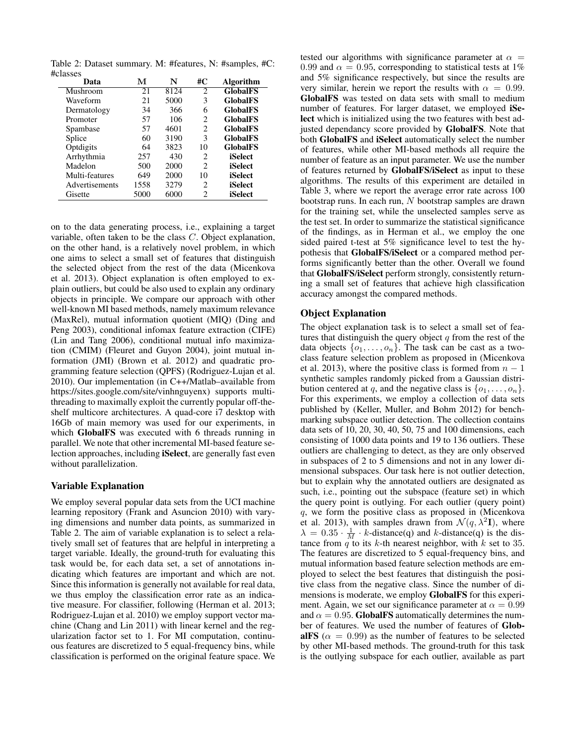Table 2: Dataset summary. M: #features, N: #samples, #C: #classes

| Data | M | N | #C | Algorithm |
|---|---|---|---|---|
| Mushroom | 21 | 8124 | 2 | **GlobalFS** |
| Waveform | 21 | 5000 | 3 | **GlobalFS** |
| Dermatology | 34 | 366 | 6 | **GlobalFS** |
| Promoter | 57 | 106 | 2 | **GlobalFS** |
| Spambase | 57 | 4601 | 2 | **GlobalFS** |
| Splice | 60 | 3190 | 3 | **GlobalFS** |
| Optdigits | 64 | 3823 | 10 | **GlobalFS** |
| Arrhythmia | 257 | 430 | 2 | **iSelect** |
| Madelon | 500 | 2000 | 2 | **iSelect** |
| Multi-features | 649 | 2000 | 10 | **iSelect** |
| Advertisements | 1558 | 3279 | 2 | **iSelect** |
| Gisette | 5000 | 6000 | 2 | **iSelect** |

on to the data generating process, i.e., explaining a target variable, often taken to be the class $C$. Object explanation, on the other hand, is a relatively novel problem, in which one aims to select a small set of features that distinguish the selected object from the rest of the data (Micenkova et al. 2013). Object explanation is often employed to explain outliers, but could be also used to explain any ordinary objects in principle. We compare our approach with other well-known MI based methods, namely maximum relevance (MaxRel), mutual information quotient (MIQ) (Ding and Peng 2003), conditional infomax feature extraction (CIFE) (Lin and Tang 2006), conditional mutual info maximization (CMIM) (Fleuret and Guyon 2004), joint mutual information (JMI) (Brown et al. 2012) and quadratic programming feature selection (QPFS) (Rodriguez-Lujan et al. 2010). Our implementation (in C++/Matlab–available from https://sites.google.com/site/vinhnguyenx) supports multi-threading to maximally exploit the currently popular off-the-shelf multicore architectures. A quad-core i7 desktop with 16Gb of main memory was used for our experiments, in which **GlobalFS** was executed with 6 threads running in parallel. We note that other incremental MI-based feature selection approaches, including **iSelect**, are generally fast even without parallelization.

## Variable Explanation

We employ several popular data sets from the UCI machine learning repository (Frank and Asuncion 2010) with varying dimensions and number data points, as summarized in Table 2. The aim of variable explanation is to select a relatively small set of features that are helpful in interpreting a target variable. Ideally, the ground-truth for evaluating this task would be, for each data set, a set of annotations indicating which features are important and which are not. Since this information is generally not available for real data, we thus employ the classification error rate as an indicative measure. For classifier, following (Herman et al. 2013; Rodriguez-Lujan et al. 2010) we employ support vector machine (Chang and Lin 2011) with linear kernel and the regularization factor set to 1. For MI computation, continuous features are discretized to 5 equal-frequency bins, while classification is performed on the original feature space. We tested our algorithms with significance parameter at $\alpha = 0.99$ and $\alpha = 0.95$, corresponding to statistical tests at 1% and 5% significance respectively, but since the results are very similar, herein we report the results with $\alpha = 0.99$. **GlobalFS** was tested on data sets with small to medium number of features. For larger dataset, we employed **iSelect** which is initialized using the two features with best adjusted dependancy score provided by **GlobalFS**. Note that both **GlobalFS** and **iSelect** automatically select the number of features, while other MI-based methods all require the number of feature as an input parameter. We use the number of features returned by **GlobalFS/iSelect** as input to these algorithms. The results of this experiment are detailed in Table 3, where we report the average error rate across 100 bootstrap runs. In each run, $N$ bootstrap samples are drawn for the training set, while the unselected samples serve as the test set. In order to summarize the statistical significance of the findings, as in Herman et al., we employ the one sided paired t-test at 5% significance level to test the hypothesis that **GlobalFS/iSelect** or a compared method performs significantly better than the other. Overall we found that **GlobalFS/iSelect** perform strongly, consistently returning a small set of features that achieve high classification accuracy amongst the compared methods.

## Object Explanation

The object explanation task is to select a small set of features that distinguish the query object $q$ from the rest of the data objects $\{o_1, \ldots, o_n\}$. The task can be cast as a two-class feature selection problem as proposed in (Micenkova et al. 2013), where the positive class is formed from $n-1$ synthetic samples randomly picked from a Gaussian distribution centered at $q$, and the negative class is $\{o_1, \ldots, o_n\}$. For this experiments, we employ a collection of data sets published by (Keller, Muller, and Bohm 2012) for benchmarking subspace outlier detection. The collection contains data sets of 10, 20, 30, 40, 50, 75 and 100 dimensions, each consisting of 1000 data points and 19 to 136 outliers. These outliers are challenging to detect, as they are only observed in subspaces of 2 to 5 dimensions and not in any lower dimensional subspaces. Our task here is not outlier detection, but to explain why the annotated outliers are designated as such, i.e., pointing out the subspace (feature set) in which the query point is outlying. For each outlier (query point) $q$, we form the positive class as proposed in (Micenkova et al. 2013), with samples drawn from $\mathcal{N}(q, \lambda^2 \mathbf{I})$, where $\lambda = 0.35 \cdot \frac{1}{M} \cdot k\text{-distance(q)}$ and $k$-distance(q) is the distance from $q$ to its $k$-th nearest neighbor, with $k$ set to 35. The features are discretized to 5 equal-frequency bins, and mutual information based feature selection methods are employed to select the best features that distinguish the positive class from the negative class. Since the number of dimensions is moderate, we employ **GlobalFS** for this experiment. Again, we set our significance parameter at $\alpha = 0.99$ and $\alpha = 0.95$. **GlobalFS** automatically determines the number of features. We used the number of features of **GlobalFS** ($\alpha = 0.99$) as the number of features to be selected by other MI-based methods. The ground-truth for this task is the outlying subspace for each outlier, available as part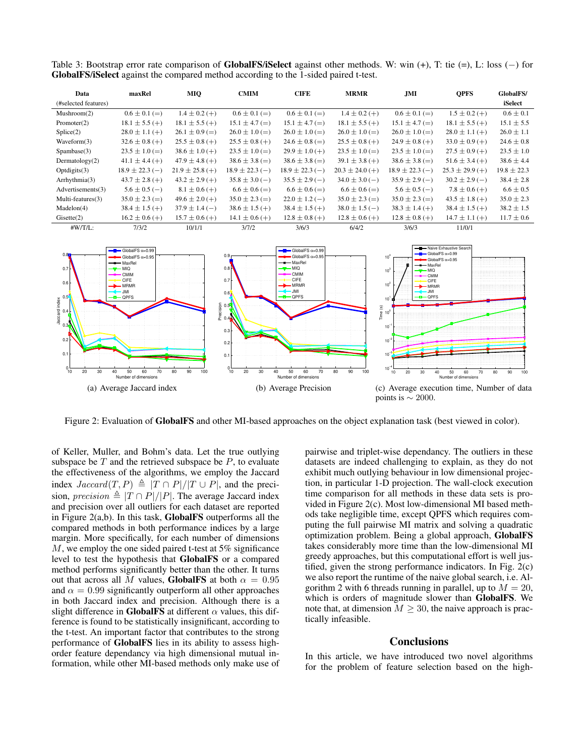Table 3: Bootstrap error rate comparison of **GlobalFS/iSelect** against other methods. W: win (+), T: tie (=), L: loss (−) for **GlobalFS/iSelect** against the compared method according to the 1-sided paired t-test.

| Data (#selected features) | maxRel | MIQ | CMIM | CIFE | MRMR | JMI | QPFS | GlobalFS/ iSelect |
|---|---|---|---|---|---|---|---|---|
| Mushroom(2) | $0.6 \pm 0.1$ (=) | $1.4 \pm 0.2$ (+) | $0.6 \pm 0.1$ (=) | $0.6 \pm 0.1$ (=) | $1.4 \pm 0.2$ (+) | $0.6 \pm 0.1$ (=) | $1.5 \pm 0.2$ (+) | $0.6 \pm 0.1$ |
| Promoter(2) | $18.1 \pm 5.5$ (+) | $18.1 \pm 5.5$ (+) | $15.1 \pm 4.7$ (=) | $15.1 \pm 4.7$ (=) | $18.1 \pm 5.5$ (+) | $15.1 \pm 4.7$ (=) | $18.1 \pm 5.5$ (+) | $15.1 \pm 5.5$ |
| Splice(2) | $28.0 \pm 1.1$ (+) | $26.1 \pm 0.9$ (=) | $26.0 \pm 1.0$ (=) | $26.0 \pm 1.0$ (=) | $26.0 \pm 1.0$ (=) | $26.0 \pm 1.0$ (=) | $28.0 \pm 1.1$ (+) | $26.0 \pm 1.1$ |
| Waveform(3) | $32.6 \pm 0.8$ (+) | $25.5 \pm 0.8$ (+) | $25.5 \pm 0.8$ (+) | $24.6 \pm 0.8$ (=) | $25.5 \pm 0.8$ (+) | $24.9 \pm 0.8$ (+) | $33.0 \pm 0.9$ (+) | $24.6 \pm 0.8$ |
| Spambase(3) | $23.5 \pm 1.0$ (=) | $38.6 \pm 1.0$ (+) | $23.5 \pm 1.0$ (=) | $29.9 \pm 1.0$ (+) | $23.5 \pm 1.0$ (=) | $23.5 \pm 1.0$ (=) | $27.5 \pm 0.9$ (+) | $23.5 \pm 1.0$ |
| Dermatology(2) | $41.1 \pm 4.4$ (+) | $47.9 \pm 4.8$ (+) | $38.6 \pm 3.8$ (=) | $38.6 \pm 3.8$ (=) | $39.1 \pm 3.8$ (+) | $38.6 \pm 3.8$ (=) | $51.6 \pm 3.4$ (+) | $38.6 \pm 4.4$ |
| Optdigits(3) | $18.9 \pm 22.3$ (−) | $21.9 \pm 25.8$ (+) | $18.9 \pm 22.3$ (−) | $18.9 \pm 22.3$ (−) | $20.3 \pm 24.0$ (+) | $18.9 \pm 22.3$ (−) | $25.3 \pm 29.9$ (+) | $19.8 \pm 22.3$ |
| Arrhythmia(3) | $43.7 \pm 2.8$ (+) | $43.2 \pm 2.9$ (+) | $35.8 \pm 3.0$ (−) | $35.5 \pm 2.9$ (−) | $34.0 \pm 3.0$ (−) | $35.9 \pm 2.9$ (−) | $30.2 \pm 2.9$ (−) | $38.4 \pm 2.8$ |
| Advertisements(3) | $5.6 \pm 0.5$ (−) | $8.1 \pm 0.6$ (+) | $6.6 \pm 0.6$ (=) | $6.6 \pm 0.6$ (=) | $6.6 \pm 0.6$ (=) | $5.6 \pm 0.5$ (−) | $7.8 \pm 0.6$ (+) | $6.6 \pm 0.5$ |
| Multi-features(3) | $35.0 \pm 2.3$ (=) | $49.6 \pm 2.0$ (+) | $35.0 \pm 2.3$ (=) | $22.0 \pm 1.2$ (−) | $35.0 \pm 2.3$ (=) | $35.0 \pm 2.3$ (=) | $43.5 \pm 1.8$ (+) | $35.0 \pm 2.3$ |
| Madelon(4) | $38.4 \pm 1.5$ (+) | $37.9 \pm 1.4$ (−) | $38.6 \pm 1.5$ (+) | $38.4 \pm 1.5$ (+) | $38.0 \pm 1.5$ (−) | $38.3 \pm 1.4$ (+) | $38.4 \pm 1.5$ (+) | $38.2 \pm 1.5$ |
| Gisette(2) | $16.2 \pm 0.6$ (+) | $15.7 \pm 0.6$ (+) | $14.1 \pm 0.6$ (+) | $12.8 \pm 0.8$ (+) | $12.8 \pm 0.6$ (+) | $12.8 \pm 0.8$ (+) | $14.7 \pm 1.1$ (+) | $11.7 \pm 0.6$ |
| #W/T/L: | 7/3/2 | 10/1/1 | 3/7/2 | 3/6/3 | 6/4/2 | 3/6/3 | 11/0/1 | |

(a) Average Jaccard index

(b) Average Precision

(c) Average execution time, Number of data points is $\sim 2000$.

Figure 2: Evaluation of **GlobalFS** and other MI-based approaches on the object explanation task (best viewed in color).

of Keller, Muller, and Bohm's data. Let the true outlying subspace be $T$ and the retrieved subspace be $P$, to evaluate the effectiveness of the algorithms, we employ the Jaccard index $Jaccard(T, P) \triangleq |T \cap P|/|T \cup P|$, and the precision, $precision \triangleq |T \cap P|/|P|$. The average Jaccard index and precision over all outliers for each dataset are reported in Figure 2(a,b). In this task, **GlobalFS** outperforms all the compared methods in both performance indices by a large margin. More specifically, for each number of dimensions $M$, we employ the one sided paired t-test at 5% significance level to test the hypothesis that **GlobalFS** or a compared method performs significantly better than the other. It turns out that across all $M$ values, **GlobalFS** at both $\alpha = 0.95$ and $\alpha = 0.99$ significantly outperform all other approaches in both Jaccard index and precision. Although there is a slight difference in **GlobalFS** at different $\alpha$ values, this difference is found to be statistically insignificant, according to the t-test. An important factor that contributes to the strong performance of **GlobalFS** lies in its ability to assess high-order feature dependancy via high dimensional mutual information, while other MI-based methods only make use of pairwise and triplet-wise dependancy. The outliers in these datasets are indeed challenging to explain, as they do not exhibit much outlying behaviour in low dimensional projection, in particular 1-D projection. The wall-clock execution time comparison for all methods in these data sets is provided in Figure 2(c). Most low-dimensional MI based methods take negligible time, except QPFS which requires computing the full pairwise MI matrix and solving a quadratic optimization problem. Being a global approach, **GlobalFS** takes considerably more time than the low-dimensional MI greedy approaches, but this computational effort is well justified, given the strong performance indicators. In Fig. 2(c) we also report the runtime of the naive global search, i.e. Algorithm 2 with 6 threads running in parallel, up to $M = 20$, which is orders of magnitude slower than **GlobalFS**. We note that, at dimension $M \geq 30$, the naive approach is practically infeasible.

## Conclusions

In this article, we have introduced two novel algorithms for the problem of feature selection based on the high-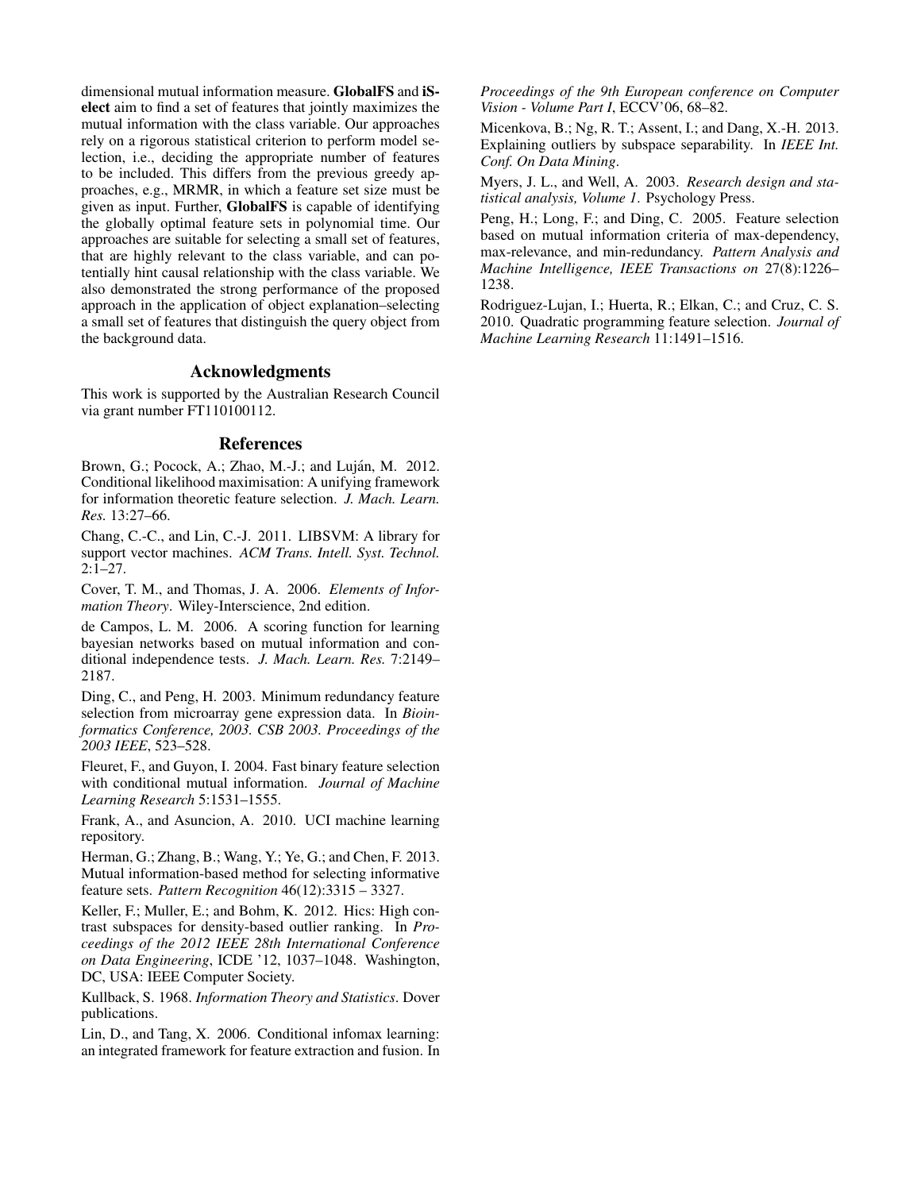dimensional mutual information measure. **GlobalFS** and **iSelect** aim to find a set of features that jointly maximizes the mutual information with the class variable. Our approaches rely on a rigorous statistical criterion to perform model selection, i.e., deciding the appropriate number of features to be included. This differs from the previous greedy approaches, e.g., MRMR, in which a feature set size must be given as input. Further, **GlobalFS** is capable of identifying the globally optimal feature sets in polynomial time. Our approaches are suitable for selecting a small set of features, that are highly relevant to the class variable, and can potentially hint causal relationship with the class variable. We also demonstrated the strong performance of the proposed approach in the application of object explanation–selecting a small set of features that distinguish the query object from the background data.

## Acknowledgments

This work is supported by the Australian Research Council via grant number FT110100112.

## References

Brown, G.; Pocock, A.; Zhao, M.-J.; and Luján, M. 2012. Conditional likelihood maximisation: A unifying framework for information theoretic feature selection. *J. Mach. Learn. Res.* 13:27–66.

Chang, C.-C., and Lin, C.-J. 2011. LIBSVM: A library for support vector machines. *ACM Trans. Intell. Syst. Technol.* 2:1–27.

Cover, T. M., and Thomas, J. A. 2006. *Elements of Information Theory*. Wiley-Interscience, 2nd edition.

de Campos, L. M. 2006. A scoring function for learning bayesian networks based on mutual information and conditional independence tests. *J. Mach. Learn. Res.* 7:2149–2187.

Ding, C., and Peng, H. 2003. Minimum redundancy feature selection from microarray gene expression data. In *Bioinformatics Conference, 2003. CSB 2003. Proceedings of the 2003 IEEE*, 523–528.

Fleuret, F., and Guyon, I. 2004. Fast binary feature selection with conditional mutual information. *Journal of Machine Learning Research* 5:1531–1555.

Frank, A., and Asuncion, A. 2010. UCI machine learning repository.

Herman, G.; Zhang, B.; Wang, Y.; Ye, G.; and Chen, F. 2013. Mutual information-based method for selecting informative feature sets. *Pattern Recognition* 46(12):3315 – 3327.

Keller, F.; Muller, E.; and Bohm, K. 2012. Hics: High contrast subspaces for density-based outlier ranking. In *Proceedings of the 2012 IEEE 28th International Conference on Data Engineering*, ICDE '12, 1037–1048. Washington, DC, USA: IEEE Computer Society.

Kullback, S. 1968. *Information Theory and Statistics*. Dover publications.

Lin, D., and Tang, X. 2006. Conditional infomax learning: an integrated framework for feature extraction and fusion. In *Proceedings of the 9th European conference on Computer Vision - Volume Part I*, ECCV'06, 68–82.

Micenkova, B.; Ng, R. T.; Assent, I.; and Dang, X.-H. 2013. Explaining outliers by subspace separability. In *IEEE Int. Conf. On Data Mining*.

Myers, J. L., and Well, A. 2003. *Research design and statistical analysis, Volume 1*. Psychology Press.

Peng, H.; Long, F.; and Ding, C. 2005. Feature selection based on mutual information criteria of max-dependency, max-relevance, and min-redundancy. *Pattern Analysis and Machine Intelligence, IEEE Transactions on* 27(8):1226–1238.

Rodriguez-Lujan, I.; Huerta, R.; Elkan, C.; and Cruz, C. S. 2010. Quadratic programming feature selection. *Journal of Machine Learning Research* 11:1491–1516.